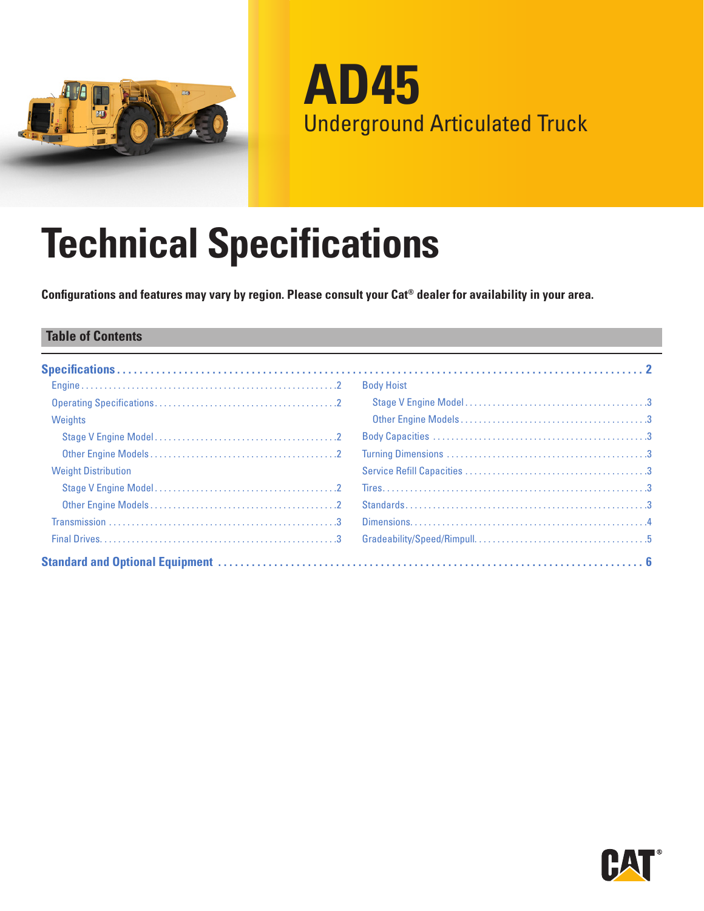# AD45

## Underground Articulated Truck

# Technical Specifications

**Configurations and features may vary by region. Please consult your Cat® dealer for availability in your area.**

## Table of Contents

**Specifications** ... 2

- Engine ... 2
- Operating Specifications ... 2
- Weights
  - Stage V Engine Model ... 2
  - Other Engine Models ... 2
- Weight Distribution
  - Stage V Engine Model ... 2
  - Other Engine Models ... 2
- Transmission ... 3
- Final Drives ... 3
- Body Hoist
  - Stage V Engine Model ... 3
  - Other Engine Models ... 3
- Body Capacities ... 3
- Turning Dimensions ... 3
- Service Refill Capacities ... 3
- Tires ... 3
- Standards ... 3
- Dimensions ... 4
- Gradeability/Speed/Rimpull ... 5

**Standard and Optional Equipment** ... 6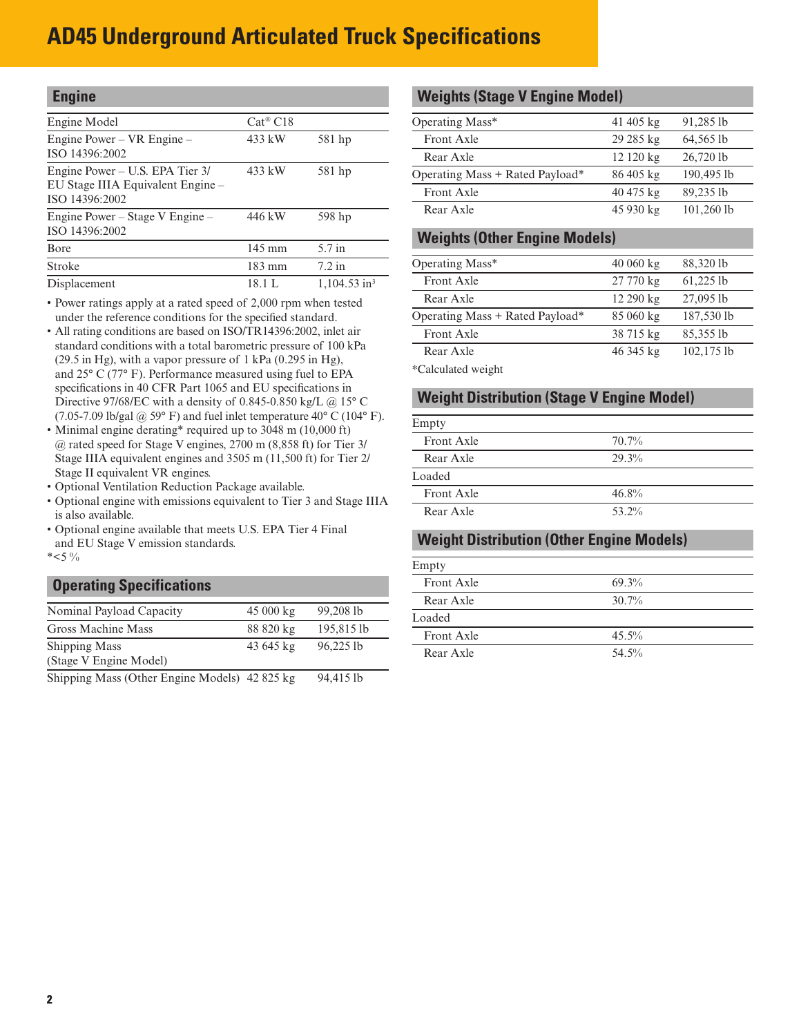# AD45 Underground Articulated Truck Specifications

## Engine

| | | |
|---|---|---|
| Engine Model | Cat® C18 | |
| Engine Power – VR Engine – ISO 14396:2002 | 433 kW | 581 hp |
| Engine Power – U.S. EPA Tier 3/ EU Stage IIIA Equivalent Engine – ISO 14396:2002 | 433 kW | 581 hp |
| Engine Power – Stage V Engine – ISO 14396:2002 | 446 kW | 598 hp |
| Bore | 145 mm | 5.7 in |
| Stroke | 183 mm | 7.2 in |
| Displacement | 18.1 L | 1,104.53 $in^3$ |

- Power ratings apply at a rated speed of 2,000 rpm when tested under the reference conditions for the specified standard.
- All rating conditions are based on ISO/TR14396:2002, inlet air standard conditions with a total barometric pressure of 100 kPa (29.5 in Hg), with a vapor pressure of 1 kPa (0.295 in Hg), and 25° C (77° F). Performance measured using fuel to EPA specifications in 40 CFR Part 1065 and EU specifications in Directive 97/68/EC with a density of 0.845-0.850 kg/L @ 15° C (7.05-7.09 lb/gal @ 59° F) and fuel inlet temperature 40° C (104° F).
- Minimal engine derating* required up to 3048 m (10,000 ft) @ rated speed for Stage V engines, 2700 m (8,858 ft) for Tier 3/ Stage IIIA equivalent engines and 3505 m (11,500 ft) for Tier 2/ Stage II equivalent VR engines.
- Optional Ventilation Reduction Package available.
- Optional engine with emissions equivalent to Tier 3 and Stage IIIA is also available.
- Optional engine available that meets U.S. EPA Tier 4 Final and EU Stage V emission standards.

*<5 %

## Operating Specifications

| | | |
|---|---|---|
| Nominal Payload Capacity | 45 000 kg | 99,208 lb |
| Gross Machine Mass | 88 820 kg | 195,815 lb |
| Shipping Mass (Stage V Engine Model) | 43 645 kg | 96,225 lb |
| Shipping Mass (Other Engine Models) | 42 825 kg | 94,415 lb |

## Weights (Stage V Engine Model)

| | | |
|---|---|---|
| Operating Mass* | 41 405 kg | 91,285 lb |
| Front Axle | 29 285 kg | 64,565 lb |
| Rear Axle | 12 120 kg | 26,720 lb |
| Operating Mass + Rated Payload* | 86 405 kg | 190,495 lb |
| Front Axle | 40 475 kg | 89,235 lb |
| Rear Axle | 45 930 kg | 101,260 lb |

## Weights (Other Engine Models)

| | | |
|---|---|---|
| Operating Mass* | 40 060 kg | 88,320 lb |
| Front Axle | 27 770 kg | 61,225 lb |
| Rear Axle | 12 290 kg | 27,095 lb |
| Operating Mass + Rated Payload* | 85 060 kg | 187,530 lb |
| Front Axle | 38 715 kg | 85,355 lb |
| Rear Axle | 46 345 kg | 102,175 lb |

*Calculated weight

## Weight Distribution (Stage V Engine Model)

| | |
|---|---|
| Empty | |
| Front Axle | 70.7% |
| Rear Axle | 29.3% |
| Loaded | |
| Front Axle | 46.8% |
| Rear Axle | 53.2% |

## Weight Distribution (Other Engine Models)

| | |
|---|---|
| Empty | |
| Front Axle | 69.3% |
| Rear Axle | 30.7% |
| Loaded | |
| Front Axle | 45.5% |
| Rear Axle | 54.5% |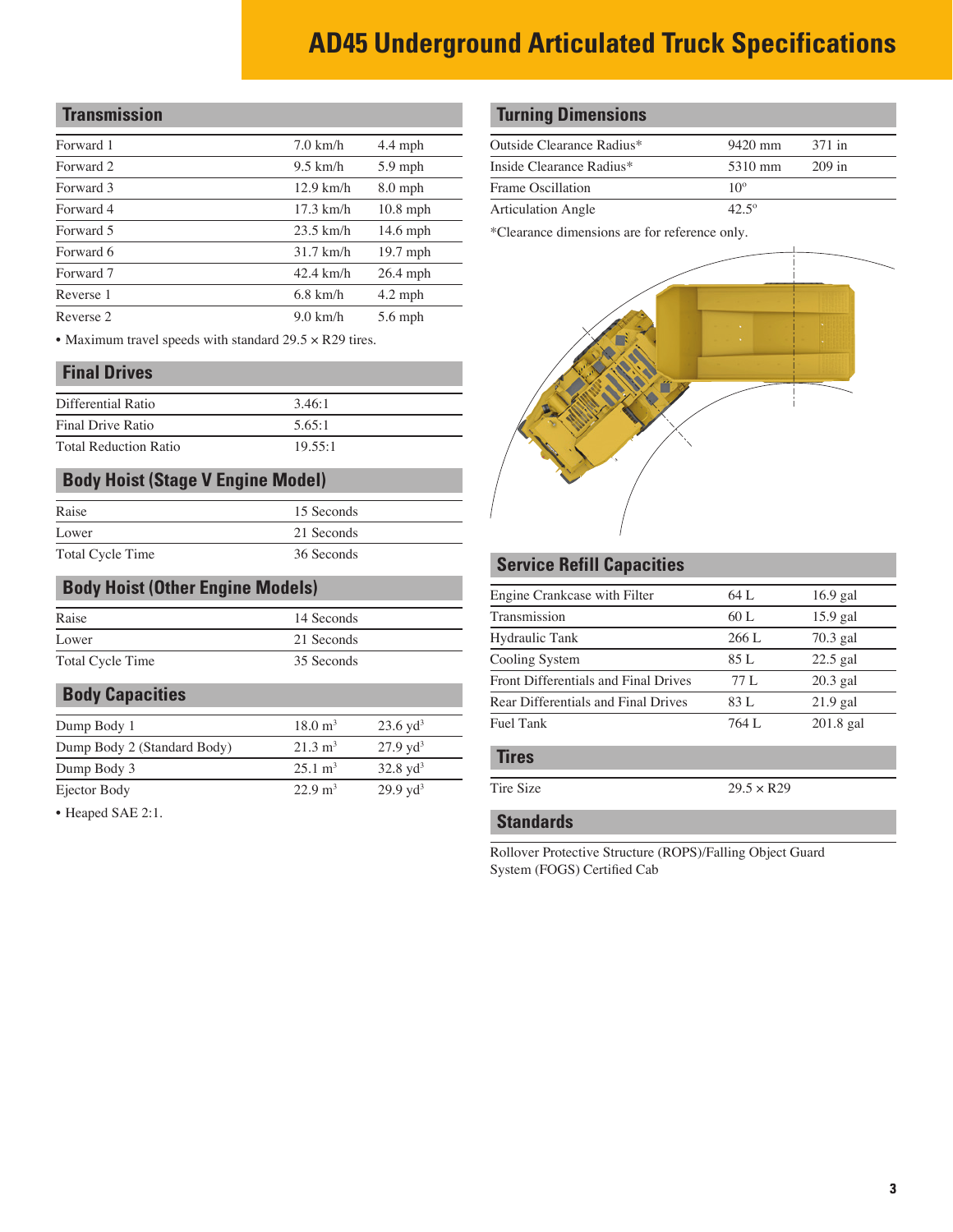# AD45 Underground Articulated Truck Specifications

## Transmission

| | | |
|---|---|---|
| Forward 1 | 7.0 km/h | 4.4 mph |
| Forward 2 | 9.5 km/h | 5.9 mph |
| Forward 3 | 12.9 km/h | 8.0 mph |
| Forward 4 | 17.3 km/h | 10.8 mph |
| Forward 5 | 23.5 km/h | 14.6 mph |
| Forward 6 | 31.7 km/h | 19.7 mph |
| Forward 7 | 42.4 km/h | 26.4 mph |
| Reverse 1 | 6.8 km/h | 4.2 mph |
| Reverse 2 | 9.0 km/h | 5.6 mph |

- Maximum travel speeds with standard 29.5 × R29 tires.

## Final Drives

| | |
|---|---|
| Differential Ratio | 3.46:1 |
| Final Drive Ratio | 5.65:1 |
| Total Reduction Ratio | 19.55:1 |

## Body Hoist (Stage V Engine Model)

| | |
|---|---|
| Raise | 15 Seconds |
| Lower | 21 Seconds |
| Total Cycle Time | 36 Seconds |

## Body Hoist (Other Engine Models)

| | |
|---|---|
| Raise | 14 Seconds |
| Lower | 21 Seconds |
| Total Cycle Time | 35 Seconds |

## Body Capacities

| | | |
|---|---|---|
| Dump Body 1 | 18.0 $m^3$ | 23.6 $yd^3$ |
| Dump Body 2 (Standard Body) | 21.3 $m^3$ | 27.9 $yd^3$ |
| Dump Body 3 | 25.1 $m^3$ | 32.8 $yd^3$ |
| Ejector Body | 22.9 $m^3$ | 29.9 $yd^3$ |

- Heaped SAE 2:1.

## Turning Dimensions

| | | |
|---|---|---|
| Outside Clearance Radius* | 9420 mm | 371 in |
| Inside Clearance Radius* | 5310 mm | 209 in |
| Frame Oscillation | 10° | |
| Articulation Angle | 42.5° | |

*Clearance dimensions are for reference only.

## Service Refill Capacities

| | | |
|---|---|---|
| Engine Crankcase with Filter | 64 L | 16.9 gal |
| Transmission | 60 L | 15.9 gal |
| Hydraulic Tank | 266 L | 70.3 gal |
| Cooling System | 85 L | 22.5 gal |
| Front Differentials and Final Drives | 77 L | 20.3 gal |
| Rear Differentials and Final Drives | 83 L | 21.9 gal |
| Fuel Tank | 764 L | 201.8 gal |

## Tires

| | |
|---|---|
| Tire Size | 29.5 × R29 |

## Standards

Rollover Protective Structure (ROPS)/Falling Object Guard System (FOGS) Certified Cab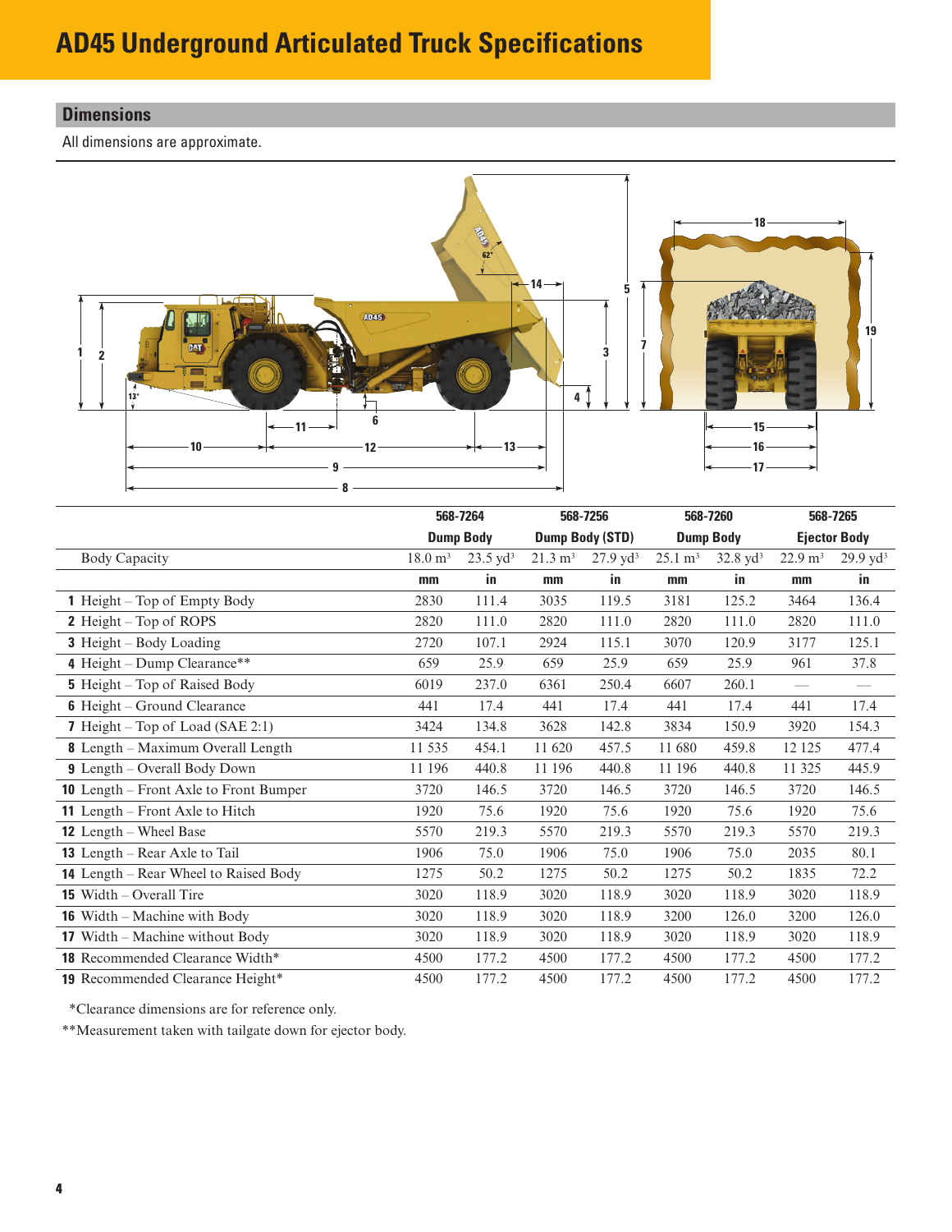# AD45 Underground Articulated Truck Specifications

## Dimensions

All dimensions are approximate.

| | 568-7264 | | 568-7256 | | 568-7260 | | 568-7265 | |
|---|---|---|---|---|---|---|---|---|
| | Dump Body | | Dump Body (STD) | | Dump Body | | Ejector Body | |
| Body Capacity | 18.0 $m^3$ | 23.5 $yd^3$ | 21.3 $m^3$ | 27.9 $yd^3$ | 25.1 $m^3$ | 32.8 $yd^3$ | 22.9 $m^3$ | 29.9 $yd^3$ |
| | mm | in | mm | in | mm | in | mm | in |
| **1** Height – Top of Empty Body | 2830 | 111.4 | 3035 | 119.5 | 3181 | 125.2 | 3464 | 136.4 |
| **2** Height – Top of ROPS | 2820 | 111.0 | 2820 | 111.0 | 2820 | 111.0 | 2820 | 111.0 |
| **3** Height – Body Loading | 2720 | 107.1 | 2924 | 115.1 | 3070 | 120.9 | 3177 | 125.1 |
| **4** Height – Dump Clearance** | 659 | 25.9 | 659 | 25.9 | 659 | 25.9 | 961 | 37.8 |
| **5** Height – Top of Raised Body | 6019 | 237.0 | 6361 | 250.4 | 6607 | 260.1 | — | — |
| **6** Height – Ground Clearance | 441 | 17.4 | 441 | 17.4 | 441 | 17.4 | 441 | 17.4 |
| **7** Height – Top of Load (SAE 2:1) | 3424 | 134.8 | 3628 | 142.8 | 3834 | 150.9 | 3920 | 154.3 |
| **8** Length – Maximum Overall Length | 11 535 | 454.1 | 11 620 | 457.5 | 11 680 | 459.8 | 12 125 | 477.4 |
| **9** Length – Overall Body Down | 11 196 | 440.8 | 11 196 | 440.8 | 11 196 | 440.8 | 11 325 | 445.9 |
| **10** Length – Front Axle to Front Bumper | 3720 | 146.5 | 3720 | 146.5 | 3720 | 146.5 | 3720 | 146.5 |
| **11** Length – Front Axle to Hitch | 1920 | 75.6 | 1920 | 75.6 | 1920 | 75.6 | 1920 | 75.6 |
| **12** Length – Wheel Base | 5570 | 219.3 | 5570 | 219.3 | 5570 | 219.3 | 5570 | 219.3 |
| **13** Length – Rear Axle to Tail | 1906 | 75.0 | 1906 | 75.0 | 1906 | 75.0 | 2035 | 80.1 |
| **14** Length – Rear Wheel to Raised Body | 1275 | 50.2 | 1275 | 50.2 | 1275 | 50.2 | 1835 | 72.2 |
| **15** Width – Overall Tire | 3020 | 118.9 | 3020 | 118.9 | 3020 | 118.9 | 3020 | 118.9 |
| **16** Width – Machine with Body | 3020 | 118.9 | 3020 | 118.9 | 3200 | 126.0 | 3200 | 126.0 |
| **17** Width – Machine without Body | 3020 | 118.9 | 3020 | 118.9 | 3020 | 118.9 | 3020 | 118.9 |
| **18** Recommended Clearance Width* | 4500 | 177.2 | 4500 | 177.2 | 4500 | 177.2 | 4500 | 177.2 |
| **19** Recommended Clearance Height* | 4500 | 177.2 | 4500 | 177.2 | 4500 | 177.2 | 4500 | 177.2 |

*Clearance dimensions are for reference only.

**Measurement taken with tailgate down for ejector body.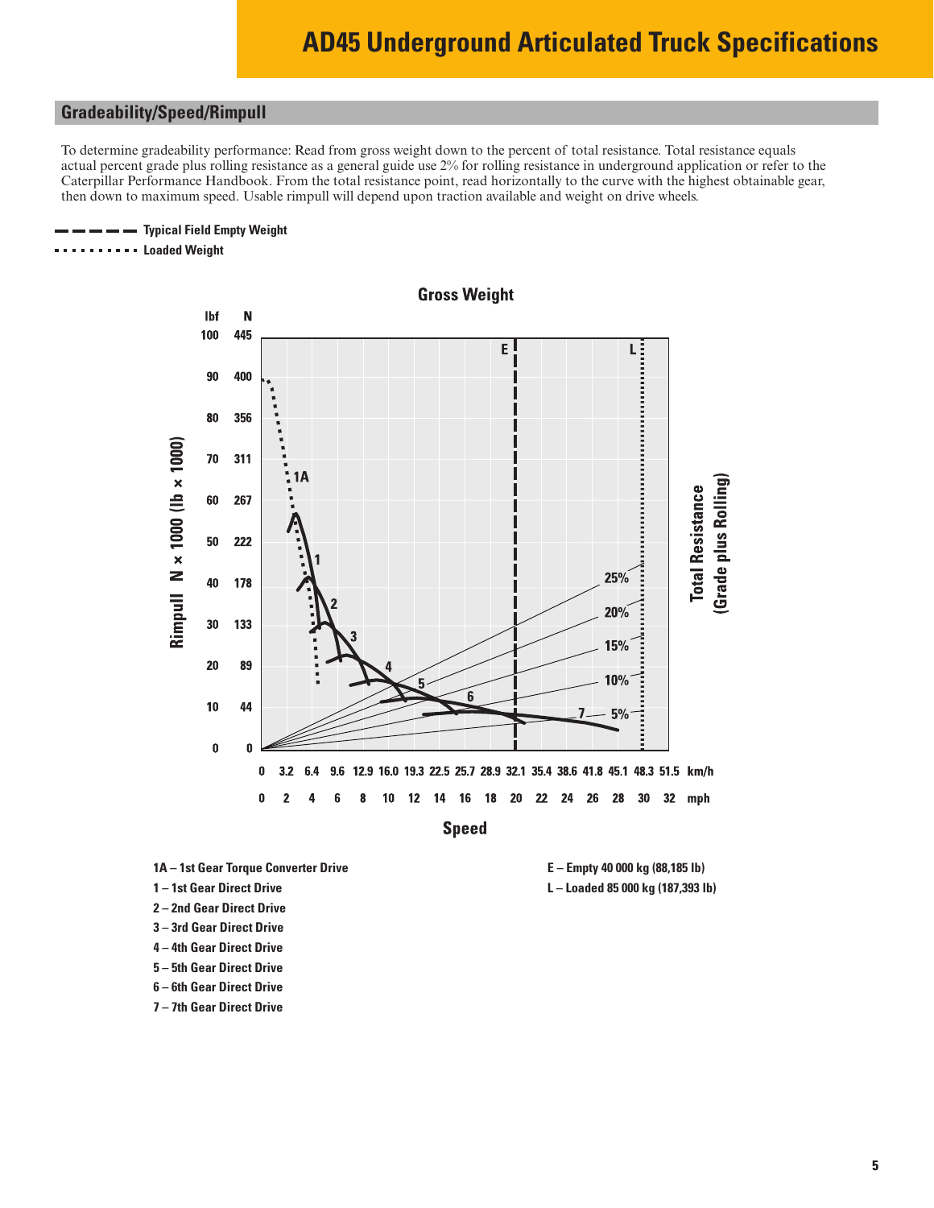# AD45 Underground Articulated Truck Specifications

## Gradeability/Speed/Rimpull

To determine gradeability performance: Read from gross weight down to the percent of total resistance. Total resistance equals actual percent grade plus rolling resistance as a general guide use 2% for rolling resistance in underground application or refer to the Caterpillar Performance Handbook. From the total resistance point, read horizontally to the curve with the highest obtainable gear, then down to maximum speed. Usable rimpull will depend upon traction available and weight on drive wheels.

- - - - - Typical Field Empty Weight

. . . . . . . . . . Loaded Weight

**Gross Weight**

Rimpull N × 1000 (lb × 1000)

| lbf | N |
|---|---|
| 100 | 445 |
| 90 | 400 |
| 80 | 356 |
| 70 | 311 |
| 60 | 267 |
| 50 | 222 |
| 40 | 178 |
| 30 | 133 |
| 20 | 89 |
| 10 | 44 |
| 0 | 0 |

Total Resistance (Grade plus Rolling): 25%, 20%, 15%, 10%, 5%

E, L

1A, 1, 2, 3, 4, 5, 6, 7

| km/h | 0 | 3.2 | 6.4 | 9.6 | 12.9 | 16.0 | 19.3 | 22.5 | 25.7 | 28.9 | 32.1 | 35.4 | 38.6 | 41.8 | 45.1 | 48.3 | 51.5 |
|---|---|---|---|---|---|---|---|---|---|---|---|---|---|---|---|---|---|
| mph | 0 | 2 | 4 | 6 | 8 | 10 | 12 | 14 | 16 | 18 | 20 | 22 | 24 | 26 | 28 | 30 | 32 |

**Speed**

1A – 1st Gear Torque Converter Drive
1 – 1st Gear Direct Drive
2 – 2nd Gear Direct Drive
3 – 3rd Gear Direct Drive
4 – 4th Gear Direct Drive
5 – 5th Gear Direct Drive
6 – 6th Gear Direct Drive
7 – 7th Gear Direct Drive

E – Empty 40 000 kg (88,185 lb)
L – Loaded 85 000 kg (187,393 lb)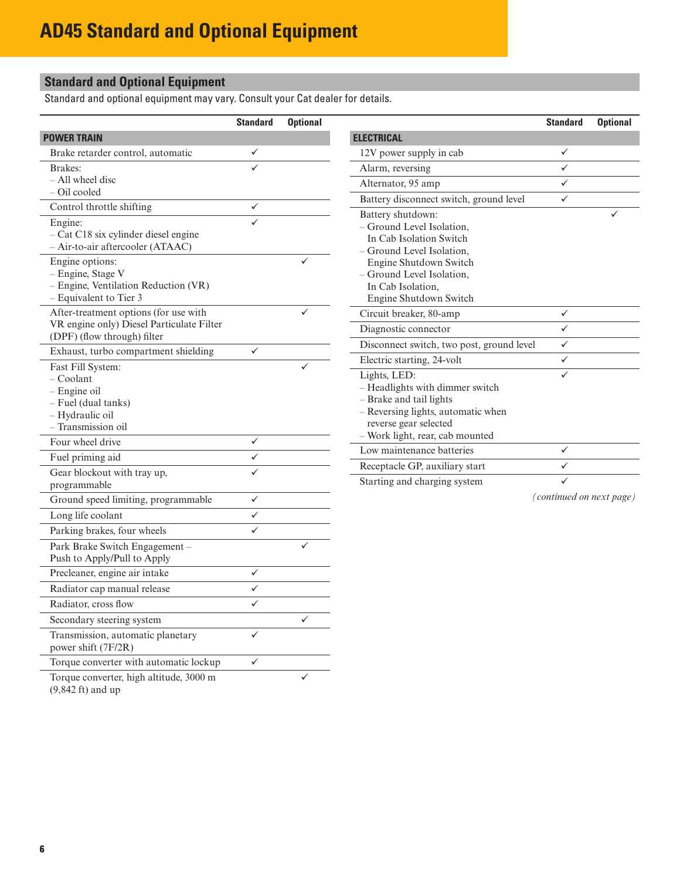# AD45 Standard and Optional Equipment

## Standard and Optional Equipment

Standard and optional equipment may vary. Consult your Cat dealer for details.

| | Standard | Optional |
|---|---|---|
| **POWER TRAIN** | | |
| Brake retarder control, automatic | ✓ | |
| Brakes:<br>– All wheel disc<br>– Oil cooled | ✓ | |
| Control throttle shifting | ✓ | |
| Engine:<br>– Cat C18 six cylinder diesel engine<br>– Air-to-air aftercooler (ATAAC) | ✓ | |
| Engine options:<br>– Engine, Stage V<br>– Engine, Ventilation Reduction (VR)<br>– Equivalent to Tier 3 | | ✓ |
| After-treatment options (for use with VR engine only) Diesel Particulate Filter (DPF) (flow through) filter | | ✓ |
| Exhaust, turbo compartment shielding | ✓ | |
| Fast Fill System:<br>– Coolant<br>– Engine oil<br>– Fuel (dual tanks)<br>– Hydraulic oil<br>– Transmission oil | | ✓ |
| Four wheel drive | ✓ | |
| Fuel priming aid | ✓ | |
| Gear blockout with tray up, programmable | ✓ | |
| Ground speed limiting, programmable | ✓ | |
| Long life coolant | ✓ | |
| Parking brakes, four wheels | ✓ | |
| Park Brake Switch Engagement – Push to Apply/Pull to Apply | | ✓ |
| Precleaner, engine air intake | ✓ | |
| Radiator cap manual release | ✓ | |
| Radiator, cross flow | ✓ | |
| Secondary steering system | | ✓ |
| Transmission, automatic planetary power shift (7F/2R) | ✓ | |
| Torque converter with automatic lockup | ✓ | |
| Torque converter, high altitude, 3000 m (9,842 ft) and up | | ✓ |

| | Standard | Optional |
|---|---|---|
| **ELECTRICAL** | | |
| 12V power supply in cab | ✓ | |
| Alarm, reversing | ✓ | |
| Alternator, 95 amp | ✓ | |
| Battery disconnect switch, ground level | ✓ | |
| Battery shutdown:<br>– Ground Level Isolation, In Cab Isolation Switch<br>– Ground Level Isolation, Engine Shutdown Switch<br>– Ground Level Isolation, In Cab Isolation, Engine Shutdown Switch | | ✓ |
| Circuit breaker, 80-amp | ✓ | |
| Diagnostic connector | ✓ | |
| Disconnect switch, two post, ground level | ✓ | |
| Electric starting, 24-volt | ✓ | |
| Lights, LED:<br>– Headlights with dimmer switch<br>– Brake and tail lights<br>– Reversing lights, automatic when reverse gear selected<br>– Work light, rear, cab mounted | ✓ | |
| Low maintenance batteries | ✓ | |
| Receptacle GP, auxiliary start | ✓ | |
| Starting and charging system | ✓ | |

*(continued on next page)*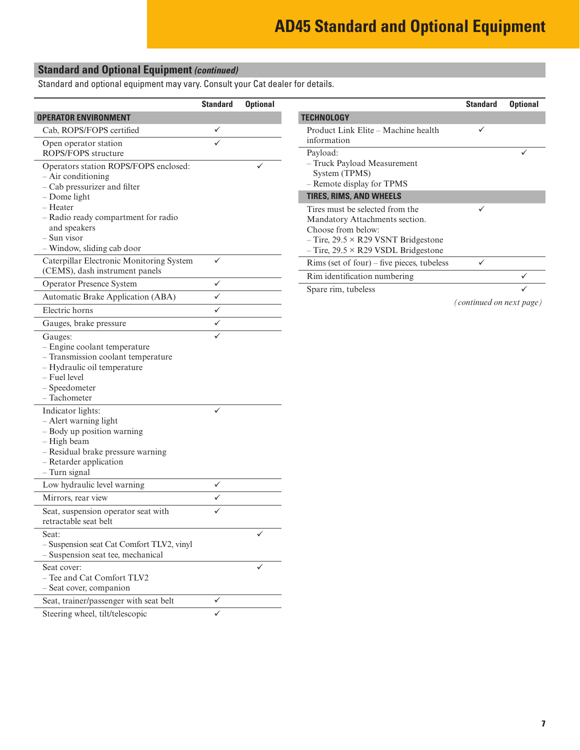# AD45 Standard and Optional Equipment

## Standard and Optional Equipment *(continued)*

Standard and optional equipment may vary. Consult your Cat dealer for details.

| | Standard | Optional |
|---|---|---|
| **OPERATOR ENVIRONMENT** | | |
| Cab, ROPS/FOPS certified | ✓ | |
| Open operator station ROPS/FOPS structure | ✓ | |
| Operators station ROPS/FOPS enclosed:<br>– Air conditioning<br>– Cab pressurizer and filter<br>– Dome light<br>– Heater<br>– Radio ready compartment for radio and speakers<br>– Sun visor<br>– Window, sliding cab door | | ✓ |
| Caterpillar Electronic Monitoring System (CEMS), dash instrument panels | ✓ | |
| Operator Presence System | ✓ | |
| Automatic Brake Application (ABA) | ✓ | |
| Electric horns | ✓ | |
| Gauges, brake pressure | ✓ | |
| Gauges:<br>– Engine coolant temperature<br>– Transmission coolant temperature<br>– Hydraulic oil temperature<br>– Fuel level<br>– Speedometer<br>– Tachometer | ✓ | |
| Indicator lights:<br>– Alert warning light<br>– Body up position warning<br>– High beam<br>– Residual brake pressure warning<br>– Retarder application<br>– Turn signal | ✓ | |
| Low hydraulic level warning | ✓ | |
| Mirrors, rear view | ✓ | |
| Seat, suspension operator seat with retractable seat belt | ✓ | |
| Seat:<br>– Suspension seat Cat Comfort TLV2, vinyl<br>– Suspension seat tee, mechanical | | ✓ |
| Seat cover:<br>– Tee and Cat Comfort TLV2<br>– Seat cover, companion | | ✓ |
| Seat, trainer/passenger with seat belt | ✓ | |
| Steering wheel, tilt/telescopic | ✓ | |

| | Standard | Optional |
|---|---|---|
| **TECHNOLOGY** | | |
| Product Link Elite – Machine health information | ✓ | |
| Payload:<br>– Truck Payload Measurement System (TPMS)<br>– Remote display for TPMS | | ✓ |
| **TIRES, RIMS, AND WHEELS** | | |
| Tires must be selected from the Mandatory Attachments section. Choose from below:<br>– Tire, 29.5 × R29 VSNT Bridgestone<br>– Tire, 29.5 × R29 VSDL Bridgestone | ✓ | |
| Rims (set of four) – five pieces, tubeless | ✓ | |
| Rim identification numbering | | ✓ |
| Spare rim, tubeless | | ✓ |

*(continued on next page)*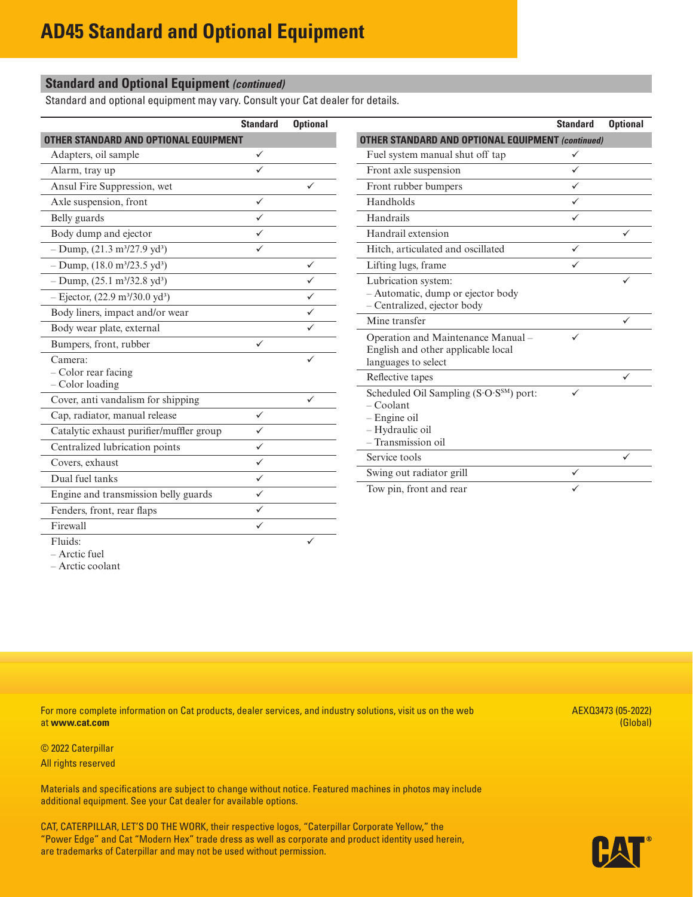# AD45 Standard and Optional Equipment

## Standard and Optional Equipment *(continued)*

Standard and optional equipment may vary. Consult your Cat dealer for details.

| | Standard | Optional |
|---|---|---|
| **OTHER STANDARD AND OPTIONAL EQUIPMENT** | | |
| Adapters, oil sample | ✓ | |
| Alarm, tray up | ✓ | |
| Ansul Fire Suppression, wet | | ✓ |
| Axle suspension, front | ✓ | |
| Belly guards | ✓ | |
| Body dump and ejector | ✓ | |
| – Dump, (21.3 m³/27.9 yd³) | ✓ | |
| – Dump, (18.0 m³/23.5 yd³) | | ✓ |
| – Dump, (25.1 m³/32.8 yd³) | | ✓ |
| – Ejector, (22.9 m³/30.0 yd³) | | ✓ |
| Body liners, impact and/or wear | | ✓ |
| Body wear plate, external | | ✓ |
| Bumpers, front, rubber | ✓ | |
| Camera:<br>– Color rear facing<br>– Color loading | | ✓ |
| Cover, anti vandalism for shipping | | ✓ |
| Cap, radiator, manual release | ✓ | |
| Catalytic exhaust purifier/muffler group | ✓ | |
| Centralized lubrication points | ✓ | |
| Covers, exhaust | ✓ | |
| Dual fuel tanks | ✓ | |
| Engine and transmission belly guards | ✓ | |
| Fenders, front, rear flaps | ✓ | |
| Firewall | ✓ | |
| Fluids:<br>– Arctic fuel<br>– Arctic coolant | | ✓ |

| | Standard | Optional |
|---|---|---|
| **OTHER STANDARD AND OPTIONAL EQUIPMENT** *(continued)* | | |
| Fuel system manual shut off tap | ✓ | |
| Front axle suspension | ✓ | |
| Front rubber bumpers | ✓ | |
| Handholds | ✓ | |
| Handrails | ✓ | |
| Handrail extension | | ✓ |
| Hitch, articulated and oscillated | ✓ | |
| Lifting lugs, frame | ✓ | |
| Lubrication system:<br>– Automatic, dump or ejector body<br>– Centralized, ejector body | | ✓ |
| Mine transfer | | ✓ |
| Operation and Maintenance Manual – English and other applicable local languages to select | ✓ | |
| Reflective tapes | | ✓ |
| Scheduled Oil Sampling (S·O·S℠) port:<br>– Coolant<br>– Engine oil<br>– Hydraulic oil<br>– Transmission oil | ✓ | |
| Service tools | | ✓ |
| Swing out radiator grill | ✓ | |
| Tow pin, front and rear | ✓ | |

For more complete information on Cat products, dealer services, and industry solutions, visit us on the web at **www.cat.com**

AEXQ3473 (05-2022)
(Global)

© 2022 Caterpillar
All rights reserved

Materials and specifications are subject to change without notice. Featured machines in photos may include additional equipment. See your Cat dealer for available options.

CAT, CATERPILLAR, LET'S DO THE WORK, their respective logos, "Caterpillar Corporate Yellow," the "Power Edge" and Cat "Modern Hex" trade dress as well as corporate and product identity used herein, are trademarks of Caterpillar and may not be used without permission.

CAT®